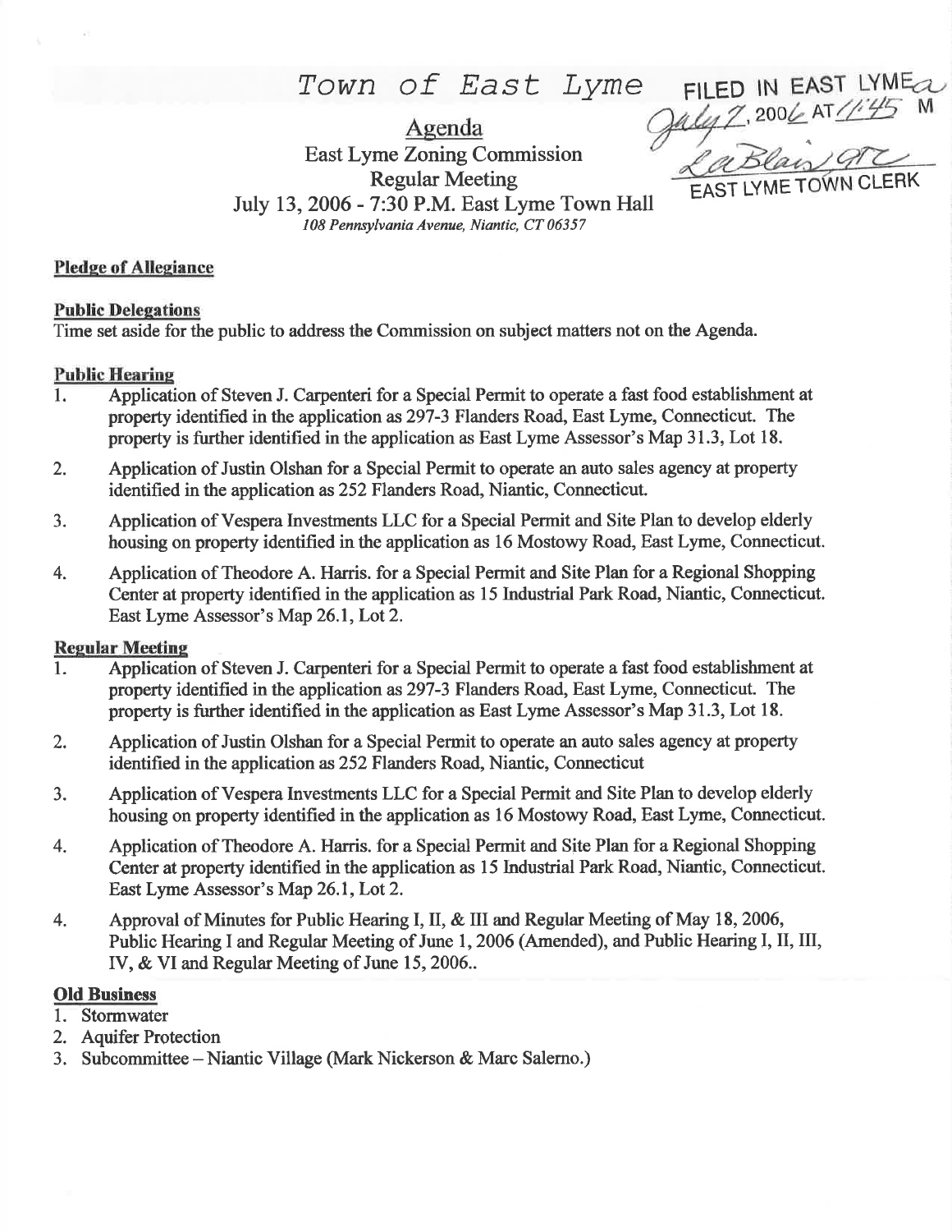# Town of East Lyme

FILED IN EAST LYME
July 7, 2006 AT 11:45 M
LaBlais, ATC
EAST LYME TOWN CLERK

## Agenda

East Lyme Zoning Commission
Regular Meeting
July 13, 2006 - 7:30 P.M. East Lyme Town Hall
*108 Pennsylvania Avenue, Niantic, CT 06357*

**Pledge of Allegiance**

**Public Delegations**

Time set aside for the public to address the Commission on subject matters not on the Agenda.

**Public Hearing**

1. Application of Steven J. Carpenteri for a Special Permit to operate a fast food establishment at property identified in the application as 297-3 Flanders Road, East Lyme, Connecticut. The property is further identified in the application as East Lyme Assessor's Map 31.3, Lot 18.
2. Application of Justin Olshan for a Special Permit to operate an auto sales agency at property identified in the application as 252 Flanders Road, Niantic, Connecticut.
3. Application of Vespera Investments LLC for a Special Permit and Site Plan to develop elderly housing on property identified in the application as 16 Mostowy Road, East Lyme, Connecticut.
4. Application of Theodore A. Harris. for a Special Permit and Site Plan for a Regional Shopping Center at property identified in the application as 15 Industrial Park Road, Niantic, Connecticut. East Lyme Assessor's Map 26.1, Lot 2.

**Regular Meeting**

1. Application of Steven J. Carpenteri for a Special Permit to operate a fast food establishment at property identified in the application as 297-3 Flanders Road, East Lyme, Connecticut. The property is further identified in the application as East Lyme Assessor's Map 31.3, Lot 18.
2. Application of Justin Olshan for a Special Permit to operate an auto sales agency at property identified in the application as 252 Flanders Road, Niantic, Connecticut
3. Application of Vespera Investments LLC for a Special Permit and Site Plan to develop elderly housing on property identified in the application as 16 Mostowy Road, East Lyme, Connecticut.
4. Application of Theodore A. Harris. for a Special Permit and Site Plan for a Regional Shopping Center at property identified in the application as 15 Industrial Park Road, Niantic, Connecticut. East Lyme Assessor's Map 26.1, Lot 2.
4. Approval of Minutes for Public Hearing I, II, & III and Regular Meeting of May 18, 2006, Public Hearing I and Regular Meeting of June 1, 2006 (Amended), and Public Hearing I, II, III, IV, & VI and Regular Meeting of June 15, 2006..

**Old Business**

1. Stormwater
2. Aquifer Protection
3. Subcommittee – Niantic Village (Mark Nickerson & Marc Salerno.)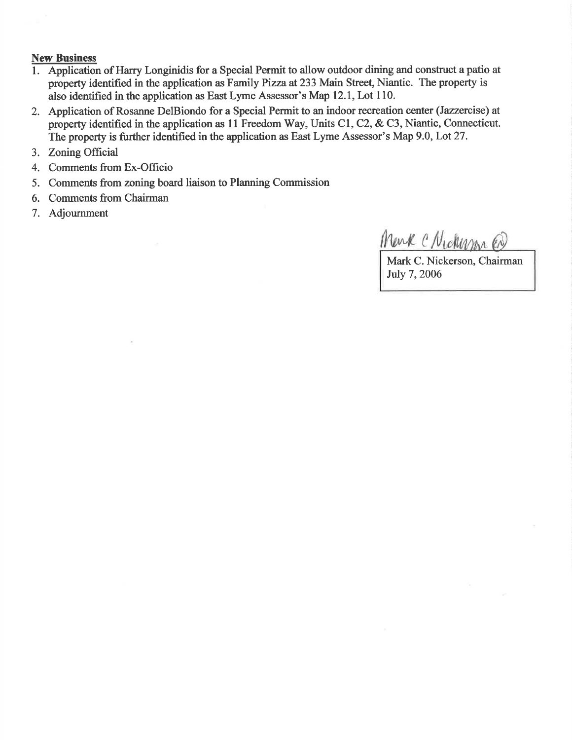**New Business**

1. Application of Harry Longinidis for a Special Permit to allow outdoor dining and construct a patio at property identified in the application as Family Pizza at 233 Main Street, Niantic. The property is also identified in the application as East Lyme Assessor's Map 12.1, Lot 110.
2. Application of Rosanne DelBiondo for a Special Permit to an indoor recreation center (Jazzercise) at property identified in the application as 11 Freedom Way, Units C1, C2, & C3, Niantic, Connecticut. The property is further identified in the application as East Lyme Assessor's Map 9.0, Lot 27.
3. Zoning Official
4. Comments from Ex-Officio
5. Comments from zoning board liaison to Planning Commission
6. Comments from Chairman
7. Adjournment

Mark C Nickerson (ED)

Mark C. Nickerson, Chairman
July 7, 2006